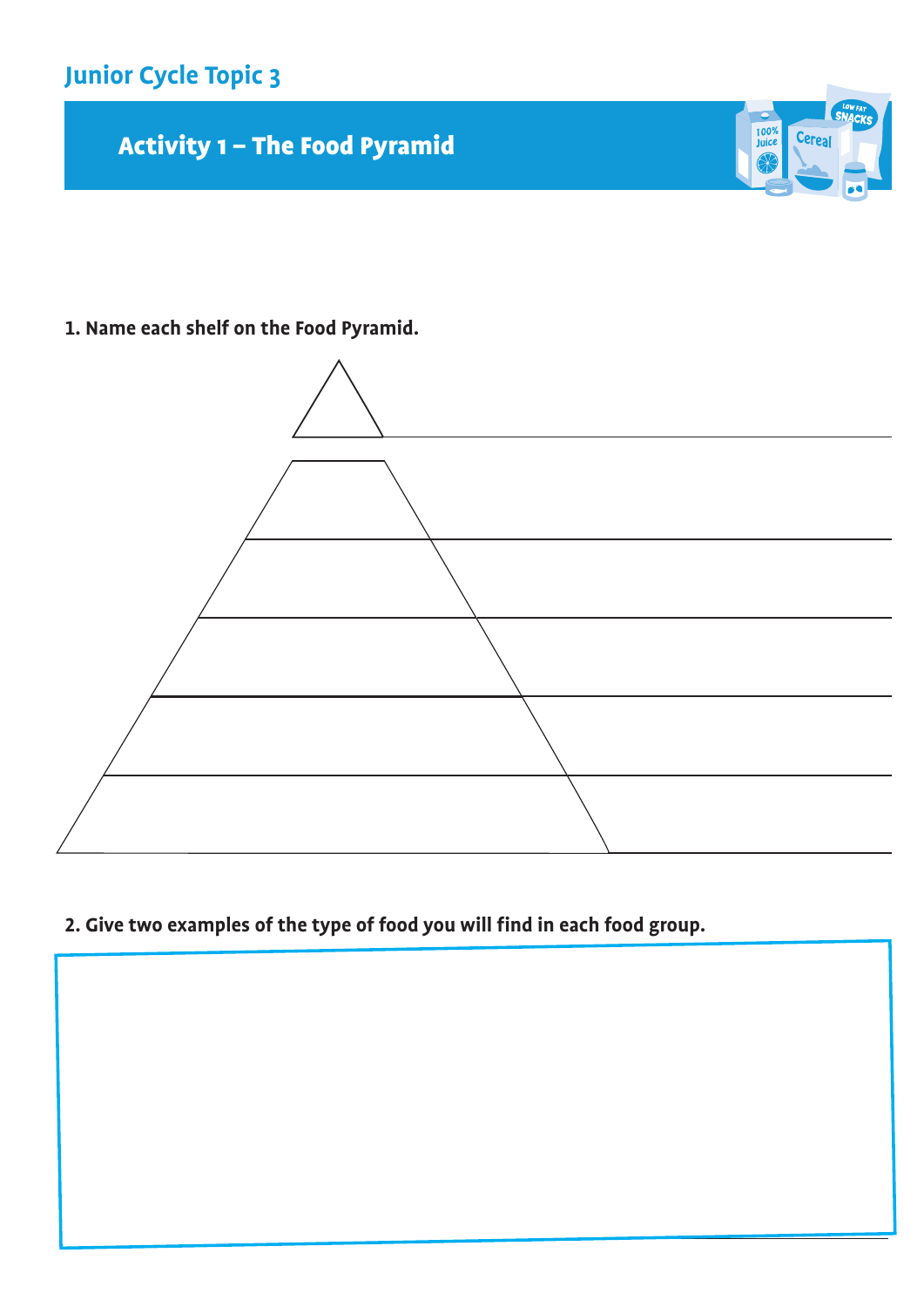Junior Cycle Topic 3

## Activity 1 – The Food Pyramid

**1. Name each shelf on the Food Pyramid.**

**2. Give two examples of the type of food you will find in each food group.**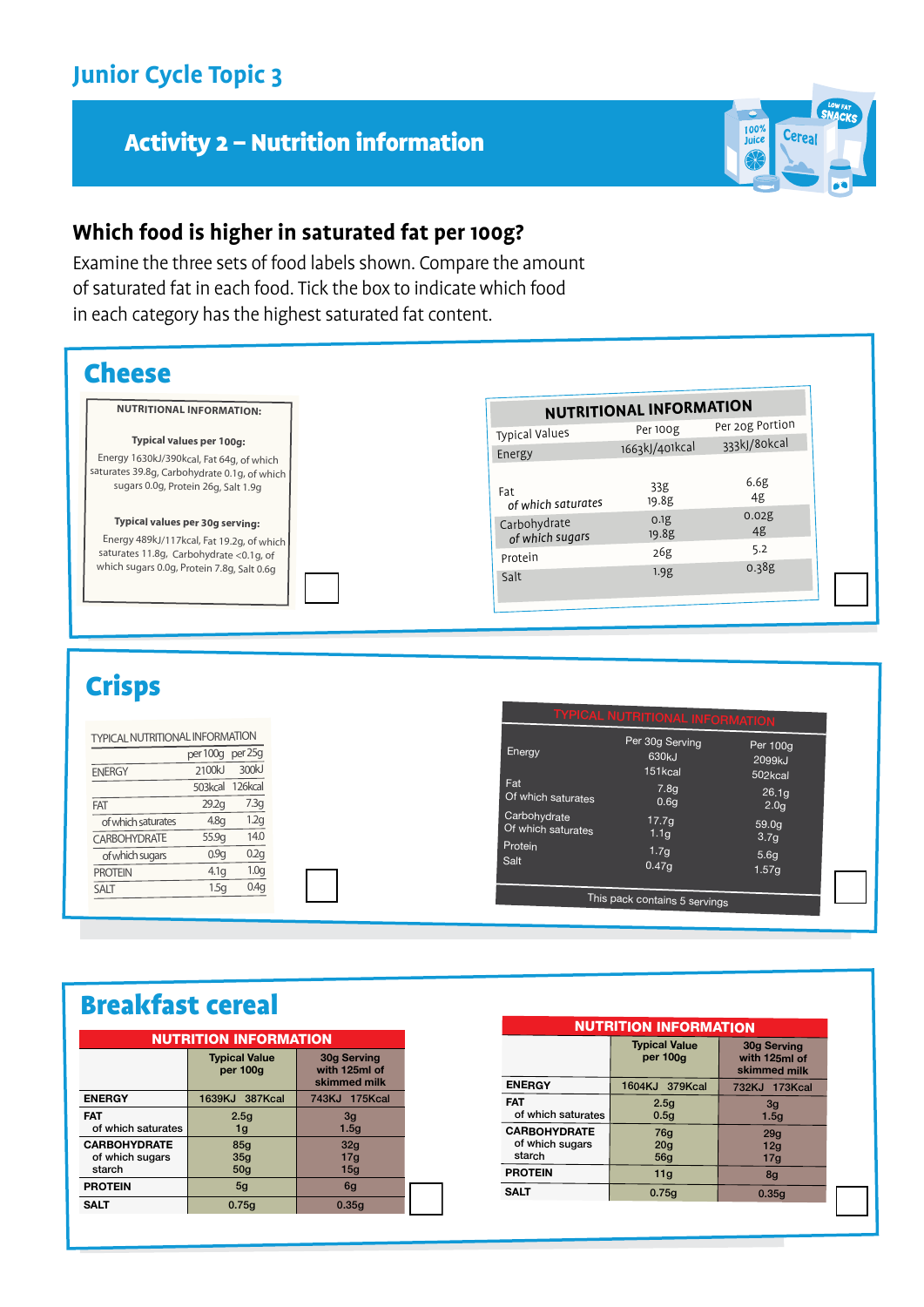# Junior Cycle Topic 3

## Activity 2 – Nutrition information

### Which food is higher in saturated fat per 100g?

Examine the three sets of food labels shown. Compare the amount of saturated fat in each food. Tick the box to indicate which food in each category has the highest saturated fat content.

## Cheese

**NUTRITIONAL INFORMATION:**

**Typical values per 100g:**
Energy 1630kJ/390kcal, Fat 64g, of which saturates 39.8g, Carbohydrate 0.1g, of which sugars 0.0g, Protein 26g, Salt 1.9g

**Typical values per 30g serving:**
Energy 489kJ/117kcal, Fat 19.2g, of which saturates 11.8g, Carbohydrate <0.1g, of which sugars 0.0g, Protein 7.8g, Salt 0.6g

☐

**NUTRITIONAL INFORMATION**

| Typical Values | Per 100g | Per 20g Portion |
|---|---|---|
| Energy | 1663kJ/401kcal | 333kJ/80kcal |
| Fat | 33g | 6.6g |
| *of which saturates* | 19.8g | 4g |
| Carbohydrate | 0.1g | 0.02g |
| *of which sugars* | 19.8g | 4g |
| Protein | 26g | 5.2 |
| Salt | 1.9g | 0.38g |

☐

## Crisps

TYPICAL NUTRITIONAL INFORMATION

| | per 100g | per 25g |
|---|---|---|
| ENERGY | 2100kJ | 300kJ |
| | 503kcal | 126kcal |
| FAT | 29.2g | 7.3g |
| of which saturates | 4.8g | 1.2g |
| CARBOHYDRATE | 55.9g | 14.0 |
| of which sugars | 0.9g | 0.2g |
| PROTEIN | 4.1g | 1.0g |
| SALT | 1.5g | 0.4g |

☐

TYPICAL NUTRITIONAL INFORMATION

| | Per 30g Serving | Per 100g |
|---|---|---|
| Energy | 630kJ 151kcal | 2099kJ 502kcal |
| Fat | 7.8g | 26.1g |
| Of which saturates | 0.6g | 2.0g |
| Carbohydrate | 17.7g | 59.0g |
| Of which saturates | 1.1g | 3.7g |
| Protein | 1.7g | 5.6g |
| Salt | 0.47g | 1.57g |

This pack contains 5 servings

☐

## Breakfast cereal

**NUTRITION INFORMATION**

| | Typical Value per 100g | 30g Serving with 125ml of skimmed milk |
|---|---|---|
| **ENERGY** | 1639KJ 387Kcal | 743KJ 175Kcal |
| **FAT** | 2.5g | 3g |
| of which saturates | 1g | 1.5g |
| **CARBOHYDRATE** | 85g | 32g |
| of which sugars | 35g | 17g |
| starch | 50g | 15g |
| **PROTEIN** | 5g | 6g |
| **SALT** | 0.75g | 0.35g |

☐

**NUTRITION INFORMATION**

| | Typical Value per 100g | 30g Serving with 125ml of skimmed milk |
|---|---|---|
| **ENERGY** | 1604KJ 379Kcal | 732KJ 173Kcal |
| **FAT** | 2.5g | 3g |
| of which saturates | 0.5g | 1.5g |
| **CARBOHYDRATE** | 76g | 29g |
| of which sugars | 20g | 12g |
| starch | 56g | 17g |
| **PROTEIN** | 11g | 8g |
| **SALT** | 0.75g | 0.35g |

☐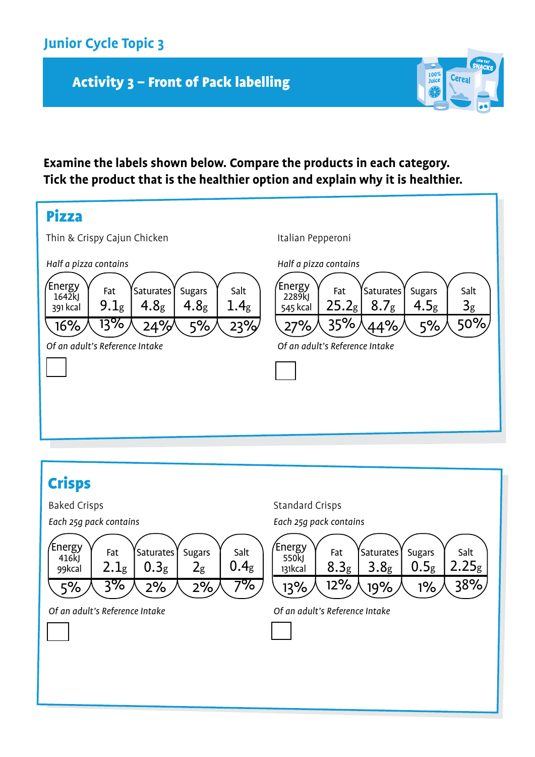Junior Cycle Topic 3

# Activity 3 – Front of Pack labelling

**Examine the labels shown below. Compare the products in each category. Tick the product that is the healthier option and explain why it is healthier.**

## Pizza

Thin & Crispy Cajun Chicken

*Half a pizza contains*

| Energy | Fat | Saturates | Sugars | Salt |
|---|---|---|---|---|
| 1642kJ 391 kcal | 9.1g | 4.8g | 4.8g | 1.4g |
| 16% | 13% | 24% | 5% | 23% |

*Of an adult's Reference Intake*

☐

Italian Pepperoni

*Half a pizza contains*

| Energy | Fat | Saturates | Sugars | Salt |
|---|---|---|---|---|
| 2289kJ 545 kcal | 25.2g | 8.7g | 4.5g | 3g |
| 27% | 35% | 44% | 5% | 50% |

*Of an adult's Reference Intake*

☐

## Crisps

Baked Crisps

*Each 25g pack contains*

| Energy | Fat | Saturates | Sugars | Salt |
|---|---|---|---|---|
| 416kJ 99kcal | 2.1g | 0.3g | 2g | 0.4g |
| 5% | 3% | 2% | 2% | 7% |

*Of an adult's Reference Intake*

☐

Standard Crisps

*Each 25g pack contains*

| Energy | Fat | Saturates | Sugars | Salt |
|---|---|---|---|---|
| 550kJ 131kcal | 8.3g | 3.8g | 0.5g | 2.25g |
| 13% | 12% | 19% | 1% | 38% |

*Of an adult's Reference Intake*

☐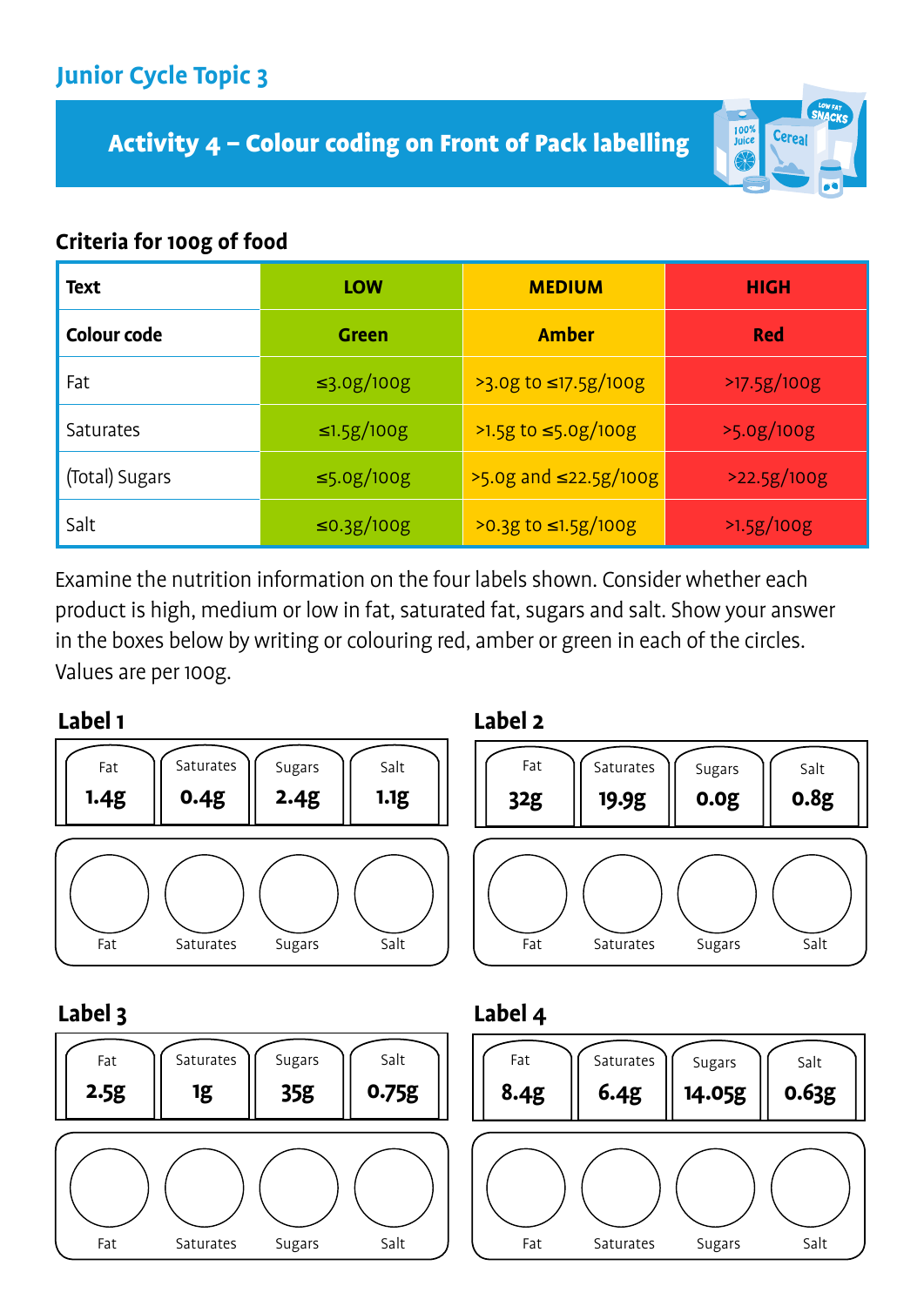Junior Cycle Topic 3

# Activity 4 – Colour coding on Front of Pack labelling

## Criteria for 100g of food

| Text | LOW | MEDIUM | HIGH |
|---|---|---|---|
| Colour code | Green | Amber | Red |
| Fat | ≤3.0g/100g | >3.0g to ≤17.5g/100g | >17.5g/100g |
| Saturates | ≤1.5g/100g | >1.5g to ≤5.0g/100g | >5.0g/100g |
| (Total) Sugars | ≤5.0g/100g | >5.0g and ≤22.5g/100g | >22.5g/100g |
| Salt | ≤0.3g/100g | >0.3g to ≤1.5g/100g | >1.5g/100g |

Examine the nutrition information on the four labels shown. Consider whether each product is high, medium or low in fat, saturated fat, sugars and salt. Show your answer in the boxes below by writing or colouring red, amber or green in each of the circles. Values are per 100g.

### Label 1

| Fat | Saturates | Sugars | Salt |
|---|---|---|---|
| 1.4g | 0.4g | 2.4g | 1.1g |

| Fat | Saturates | Sugars | Salt |
|---|---|---|---|
| | | | |

### Label 2

| Fat | Saturates | Sugars | Salt |
|---|---|---|---|
| 32g | 19.9g | 0.0g | 0.8g |

| Fat | Saturates | Sugars | Salt |
|---|---|---|---|
| | | | |

### Label 3

| Fat | Saturates | Sugars | Salt |
|---|---|---|---|
| 2.5g | 1g | 35g | 0.75g |

| Fat | Saturates | Sugars | Salt |
|---|---|---|---|
| | | | |

### Label 4

| Fat | Saturates | Sugars | Salt |
|---|---|---|---|
| 8.4g | 6.4g | 14.05g | 0.63g |

| Fat | Saturates | Sugars | Salt |
|---|---|---|---|
| | | | |